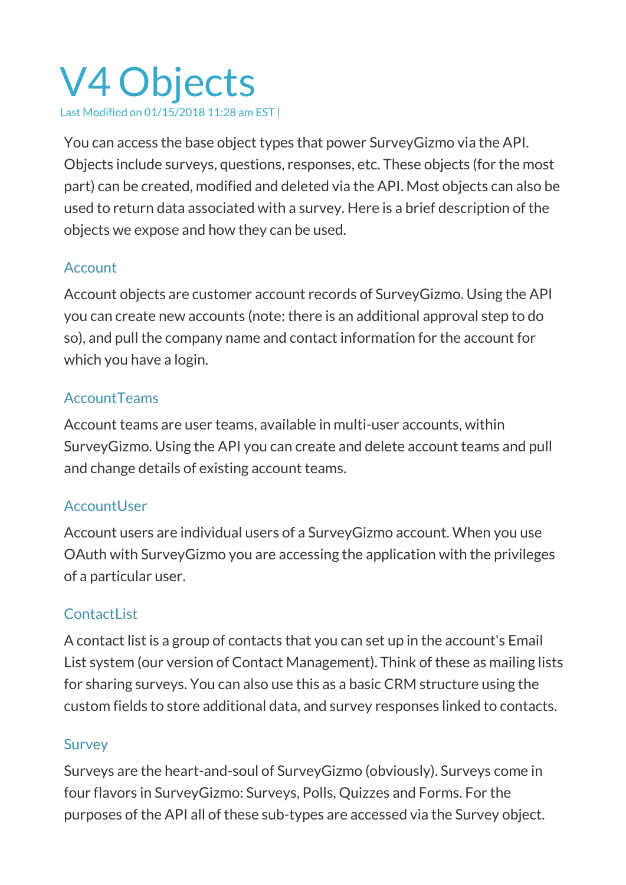# V4 Objects

Last Modified on 01/15/2018 11:28 am EST |

You can access the base object types that power SurveyGizmo via the API. Objects include surveys, questions, responses, etc. These objects (for the most part) can be created, modified and deleted via the API. Most objects can also be used to return data associated with a survey. Here is a brief description of the objects we expose and how they can be used.

## Account

Account objects are customer account records of SurveyGizmo. Using the API you can create new accounts (note: there is an additional approval step to do so), and pull the company name and contact information for the account for which you have a login.

## AccountTeams

Account teams are user teams, available in multi-user accounts, within SurveyGizmo. Using the API you can create and delete account teams and pull and change details of existing account teams.

## AccountUser

Account users are individual users of a SurveyGizmo account. When you use OAuth with SurveyGizmo you are accessing the application with the privileges of a particular user.

## ContactList

A contact list is a group of contacts that you can set up in the account's Email List system (our version of Contact Management). Think of these as mailing lists for sharing surveys. You can also use this as a basic CRM structure using the custom fields to store additional data, and survey responses linked to contacts.

## Survey

Surveys are the heart-and-soul of SurveyGizmo (obviously). Surveys come in four flavors in SurveyGizmo: Surveys, Polls, Quizzes and Forms. For the purposes of the API all of these sub-types are accessed via the Survey object.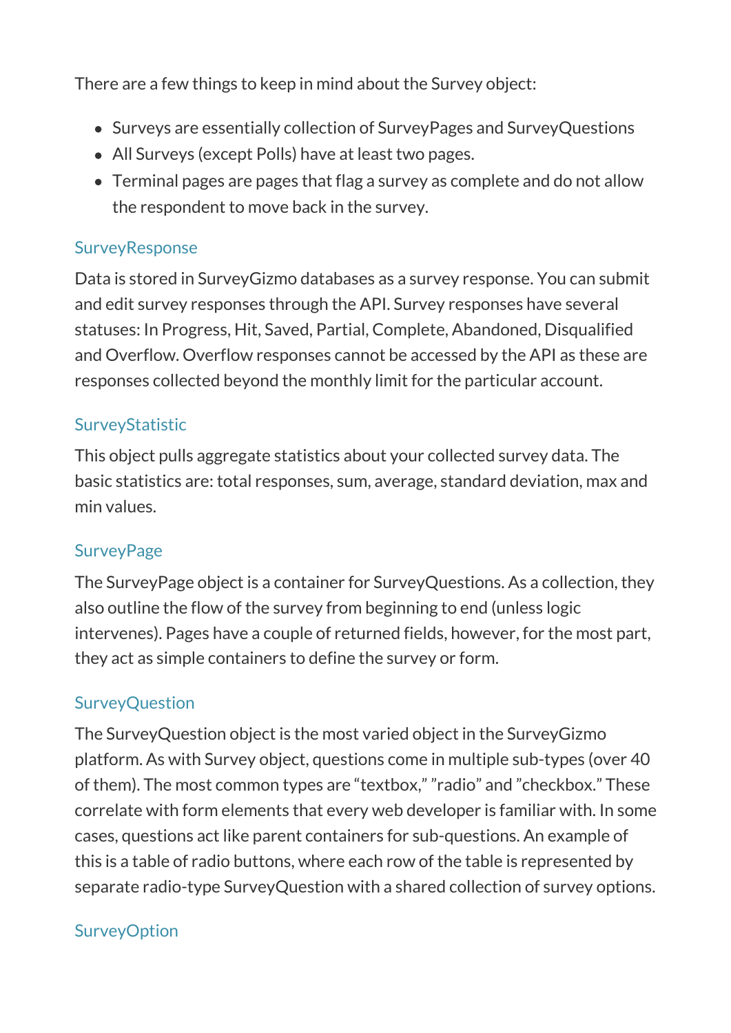There are a few things to keep in mind about the Survey object:

- Surveys are essentially collection of SurveyPages and SurveyQuestions
- All Surveys (except Polls) have at least two pages.
- Terminal pages are pages that flag a survey as complete and do not allow the respondent to move back in the survey.

### SurveyResponse

Data is stored in SurveyGizmo databases as a survey response. You can submit and edit survey responses through the API. Survey responses have several statuses: In Progress, Hit, Saved, Partial, Complete, Abandoned, Disqualified and Overflow. Overflow responses cannot be accessed by the API as these are responses collected beyond the monthly limit for the particular account.

### SurveyStatistic

This object pulls aggregate statistics about your collected survey data. The basic statistics are: total responses, sum, average, standard deviation, max and min values.

### SurveyPage

The SurveyPage object is a container for SurveyQuestions. As a collection, they also outline the flow of the survey from beginning to end (unless logic intervenes). Pages have a couple of returned fields, however, for the most part, they act as simple containers to define the survey or form.

### SurveyQuestion

The SurveyQuestion object is the most varied object in the SurveyGizmo platform. As with Survey object, questions come in multiple sub-types (over 40 of them). The most common types are "textbox," "radio" and "checkbox." These correlate with form elements that every web developer is familiar with. In some cases, questions act like parent containers for sub-questions. An example of this is a table of radio buttons, where each row of the table is represented by separate radio-type SurveyQuestion with a shared collection of survey options.

### SurveyOption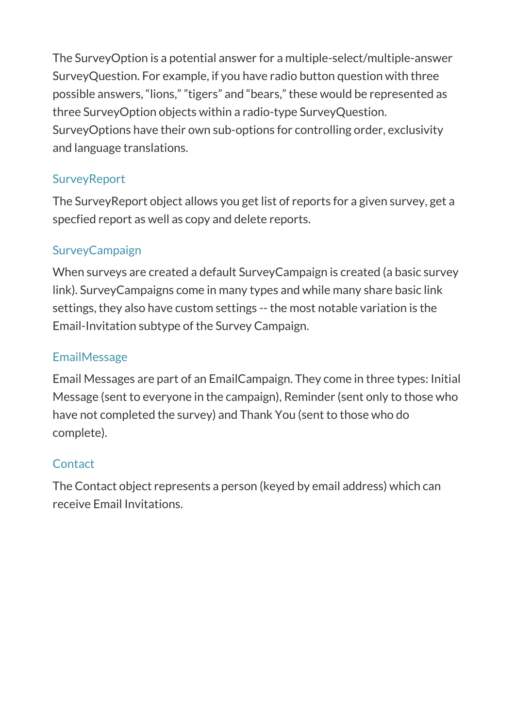The SurveyOption is a potential answer for a multiple-select/multiple-answer SurveyQuestion. For example, if you have radio button question with three possible answers, “lions,” ”tigers” and “bears,” these would be represented as three SurveyOption objects within a radio-type SurveyQuestion. SurveyOptions have their own sub-options for controlling order, exclusivity and language translations.

### SurveyReport

The SurveyReport object allows you get list of reports for a given survey, get a specfied report as well as copy and delete reports.

### SurveyCampaign

When surveys are created a default SurveyCampaign is created (a basic survey link). SurveyCampaigns come in many types and while many share basic link settings, they also have custom settings -- the most notable variation is the Email-Invitation subtype of the Survey Campaign.

### EmailMessage

Email Messages are part of an EmailCampaign. They come in three types: Initial Message (sent to everyone in the campaign), Reminder (sent only to those who have not completed the survey) and Thank You (sent to those who do complete).

### Contact

The Contact object represents a person (keyed by email address) which can receive Email Invitations.